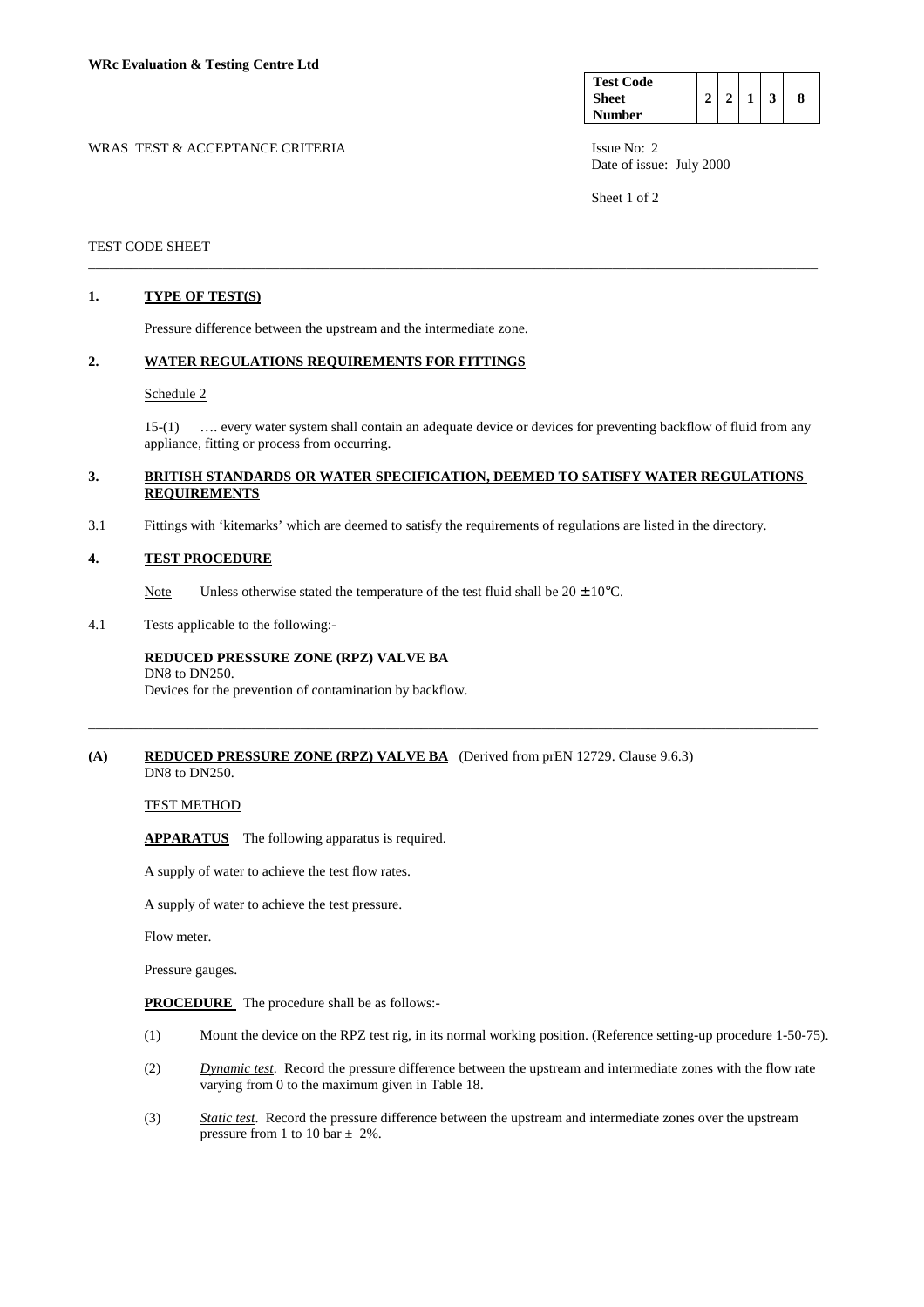**WRc Evaluation & Testing Centre Ltd**

| Test Code Sheet Number | 2 | 2 | 1 | 3 | 8 |
|---|---|---|---|---|---|

WRAS TEST & ACCEPTANCE CRITERIA

Issue No: 2
Date of issue: July 2000

TEST CODE SHEET

---

## 1. TYPE OF TEST(S)

Pressure difference between the upstream and the intermediate zone.

## 2. WATER REGULATIONS REQUIREMENTS FOR FITTINGS

Schedule 2

15-(1) …. every water system shall contain an adequate device or devices for preventing backflow of fluid from any appliance, fitting or process from occurring.

## 3. BRITISH STANDARDS OR WATER SPECIFICATION, DEEMED TO SATISFY WATER REGULATIONS REQUIREMENTS

3.1 Fittings with 'kitemarks' which are deemed to satisfy the requirements of regulations are listed in the directory.

## 4. TEST PROCEDURE

Note Unless otherwise stated the temperature of the test fluid shall be $20 \pm 10°C$.

4.1 Tests applicable to the following:-

**REDUCED PRESSURE ZONE (RPZ) VALVE BA**
DN8 to DN250.
Devices for the prevention of contamination by backflow.

---

## (A) REDUCED PRESSURE ZONE (RPZ) VALVE BA (Derived from prEN 12729. Clause 9.6.3)

DN8 to DN250.

TEST METHOD

**APPARATUS** The following apparatus is required.

A supply of water to achieve the test flow rates.

A supply of water to achieve the test pressure.

Flow meter.

Pressure gauges.

**PROCEDURE** The procedure shall be as follows:-

(1) Mount the device on the RPZ test rig, in its normal working position. (Reference setting-up procedure 1-50-75).

(2) *Dynamic test*. Record the pressure difference between the upstream and intermediate zones with the flow rate varying from 0 to the maximum given in Table 18.

(3) *Static test*. Record the pressure difference between the upstream and intermediate zones over the upstream pressure from 1 to 10 bar $\pm$ 2%.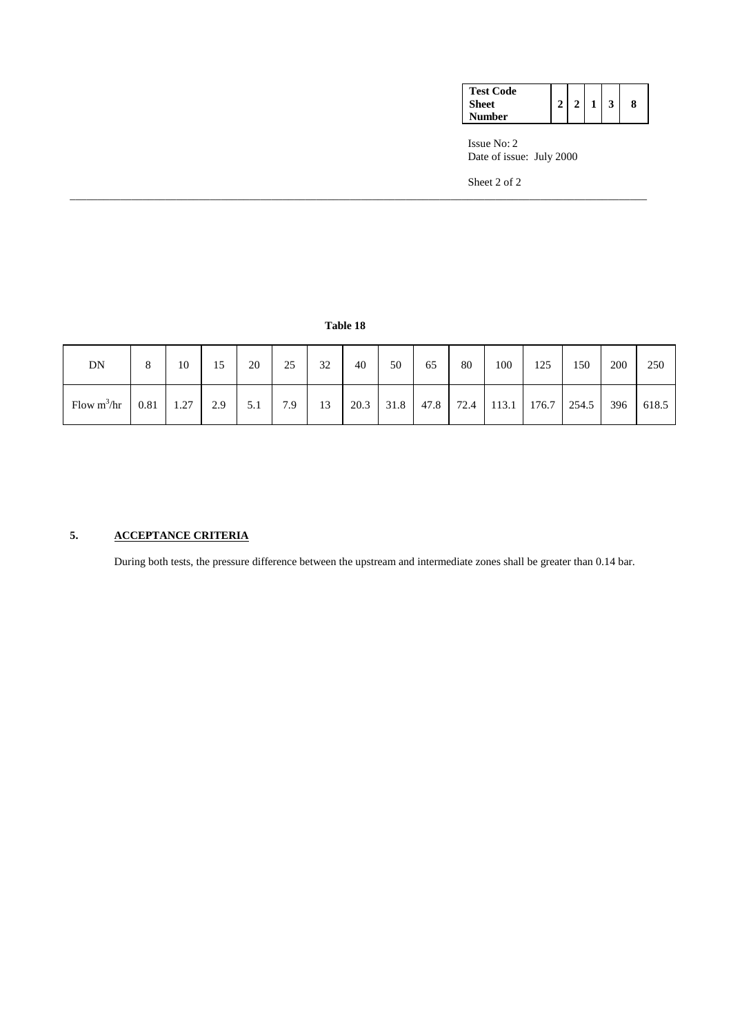**Table 18**

| DN | 8 | 10 | 15 | 20 | 25 | 32 | 40 | 50 | 65 | 80 | 100 | 125 | 150 | 200 | 250 |
|---|---|---|---|---|---|---|---|---|---|---|---|---|---|---|---|
| Flow $m^3$/hr | 0.81 | 1.27 | 2.9 | 5.1 | 7.9 | 13 | 20.3 | 31.8 | 47.8 | 72.4 | 113.1 | 176.7 | 254.5 | 396 | 618.5 |

## 5. <u>ACCEPTANCE CRITERIA</u>

During both tests, the pressure difference between the upstream and intermediate zones shall be greater than 0.14 bar.